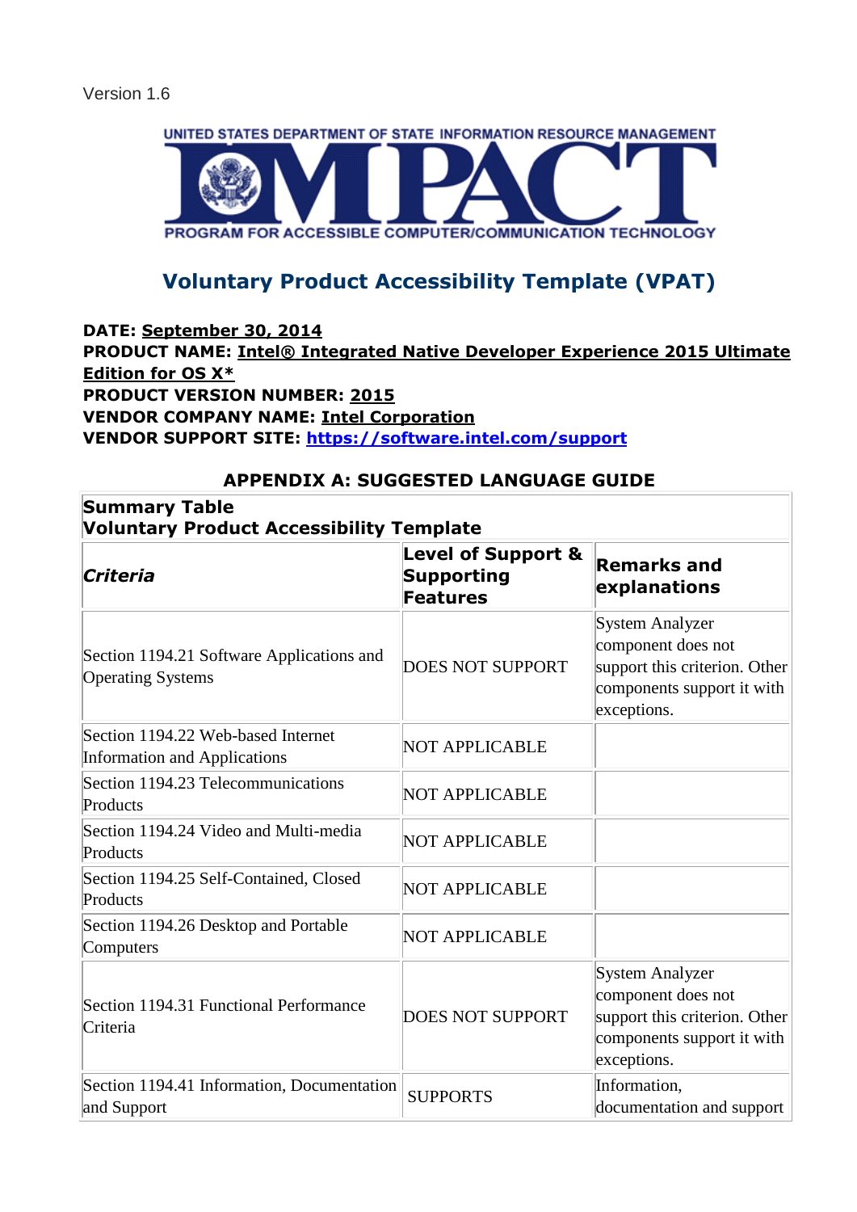Version 1.6

UNITED STATES DEPARTMENT OF STATE INFORMATION RESOURCE MANAGEMENT

IMPACT

PROGRAM FOR ACCESSIBLE COMPUTER/COMMUNICATION TECHNOLOGY

# Voluntary Product Accessibility Template (VPAT)

**DATE: September 30, 2014**
**PRODUCT NAME: Intel® Integrated Native Developer Experience 2015 Ultimate Edition for OS X***
**PRODUCT VERSION NUMBER: 2015**
**VENDOR COMPANY NAME: Intel Corporation**
**VENDOR SUPPORT SITE: https://software.intel.com/support**

## APPENDIX A: SUGGESTED LANGUAGE GUIDE

**Summary Table**
**Voluntary Product Accessibility Template**

| *Criteria* | Level of Support & Supporting Features | Remarks and explanations |
|---|---|---|
| Section 1194.21 Software Applications and Operating Systems | DOES NOT SUPPORT | System Analyzer component does not support this criterion. Other components support it with exceptions. |
| Section 1194.22 Web-based Internet Information and Applications | NOT APPLICABLE | |
| Section 1194.23 Telecommunications Products | NOT APPLICABLE | |
| Section 1194.24 Video and Multi-media Products | NOT APPLICABLE | |
| Section 1194.25 Self-Contained, Closed Products | NOT APPLICABLE | |
| Section 1194.26 Desktop and Portable Computers | NOT APPLICABLE | |
| Section 1194.31 Functional Performance Criteria | DOES NOT SUPPORT | System Analyzer component does not support this criterion. Other components support it with exceptions. |
| Section 1194.41 Information, Documentation and Support | SUPPORTS | Information, documentation and support |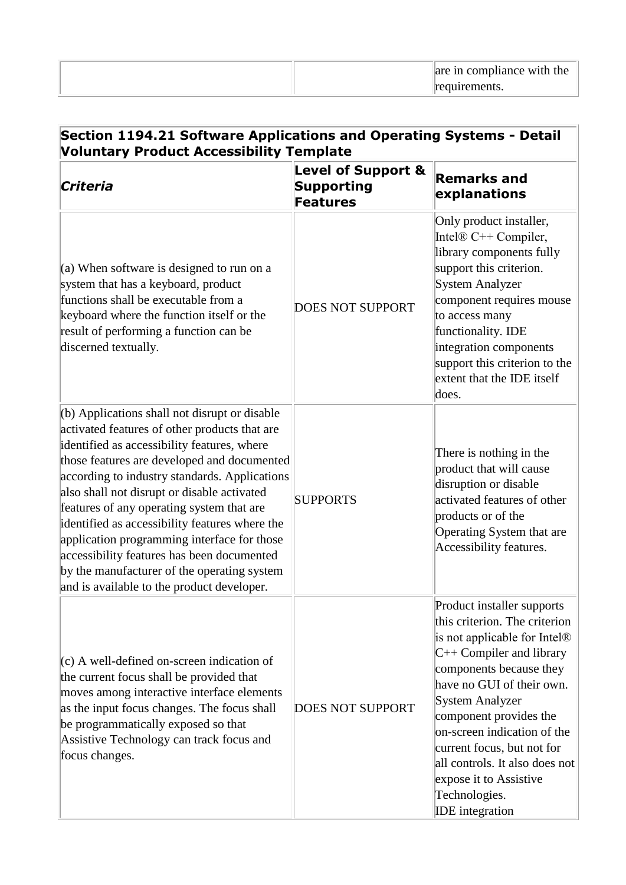| | | are in compliance with the requirements. |
|---|---|---|

| **Section 1194.21 Software Applications and Operating Systems - Detail Voluntary Product Accessibility Template** | | |
|---|---|---|
| ***Criteria*** | **Level of Support & Supporting Features** | **Remarks and explanations** |
| (a) When software is designed to run on a system that has a keyboard, product functions shall be executable from a keyboard where the function itself or the result of performing a function can be discerned textually. | DOES NOT SUPPORT | Only product installer, Intel® C++ Compiler, library components fully support this criterion. System Analyzer component requires mouse to access many functionality. IDE integration components support this criterion to the extent that the IDE itself does. |
| (b) Applications shall not disrupt or disable activated features of other products that are identified as accessibility features, where those features are developed and documented according to industry standards. Applications also shall not disrupt or disable activated features of any operating system that are identified as accessibility features where the application programming interface for those accessibility features has been documented by the manufacturer of the operating system and is available to the product developer. | SUPPORTS | There is nothing in the product that will cause disruption or disable activated features of other products or of the Operating System that are Accessibility features. |
| (c) A well-defined on-screen indication of the current focus shall be provided that moves among interactive interface elements as the input focus changes. The focus shall be programmatically exposed so that Assistive Technology can track focus and focus changes. | DOES NOT SUPPORT | Product installer supports this criterion. The criterion is not applicable for Intel® C++ Compiler and library components because they have no GUI of their own. System Analyzer component provides the on-screen indication of the current focus, but not for all controls. It also does not expose it to Assistive Technologies. IDE integration |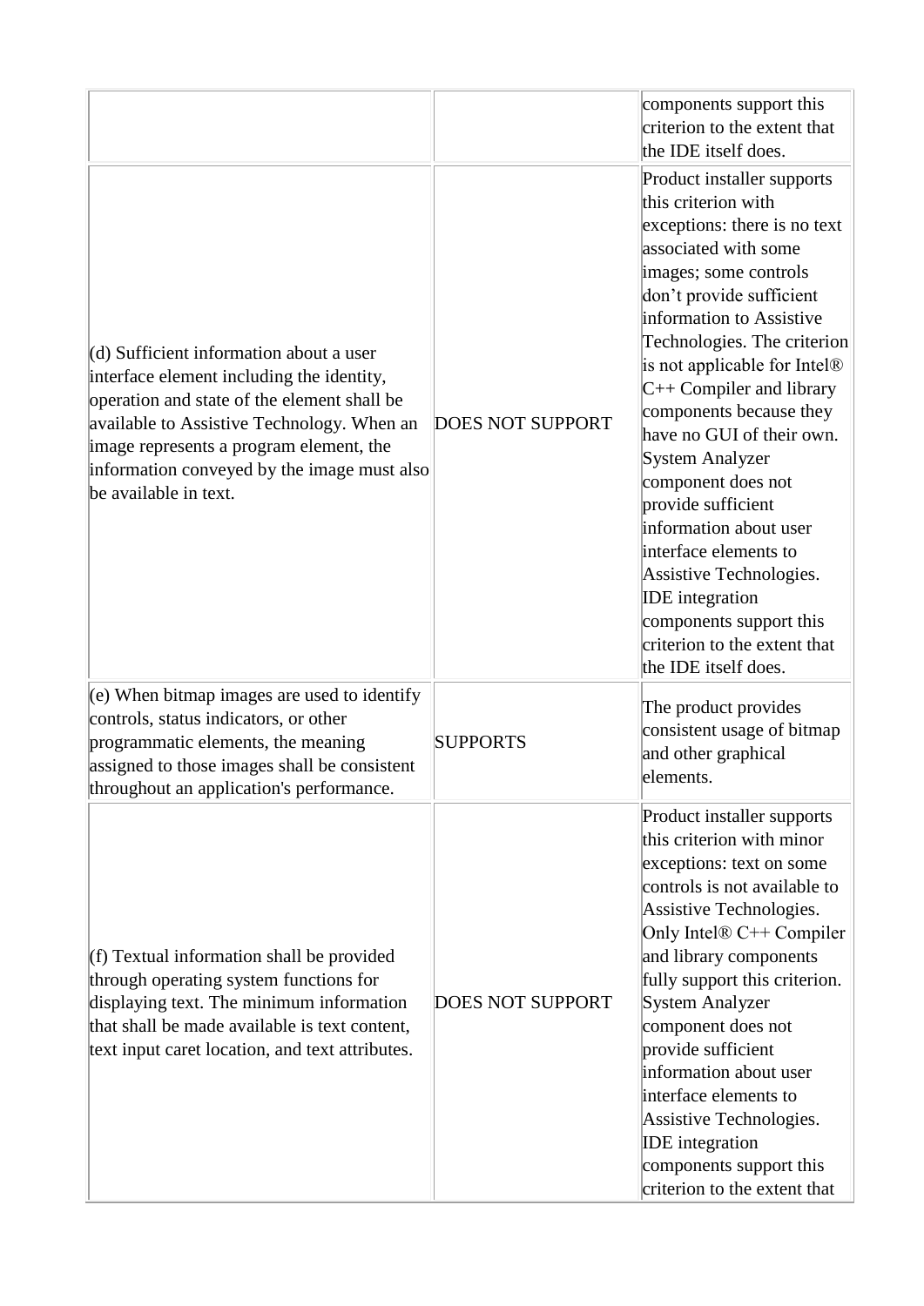| | | |
|---|---|---|
| | | components support this criterion to the extent that the IDE itself does. |
| (d) Sufficient information about a user interface element including the identity, operation and state of the element shall be available to Assistive Technology. When an image represents a program element, the information conveyed by the image must also be available in text. | DOES NOT SUPPORT | Product installer supports this criterion with exceptions: there is no text associated with some images; some controls don't provide sufficient information to Assistive Technologies. The criterion is not applicable for Intel® C++ Compiler and library components because they have no GUI of their own. System Analyzer component does not provide sufficient information about user interface elements to Assistive Technologies. IDE integration components support this criterion to the extent that the IDE itself does. |
| (e) When bitmap images are used to identify controls, status indicators, or other programmatic elements, the meaning assigned to those images shall be consistent throughout an application's performance. | SUPPORTS | The product provides consistent usage of bitmap and other graphical elements. |
| (f) Textual information shall be provided through operating system functions for displaying text. The minimum information that shall be made available is text content, text input caret location, and text attributes. | DOES NOT SUPPORT | Product installer supports this criterion with minor exceptions: text on some controls is not available to Assistive Technologies. Only Intel® C++ Compiler and library components fully support this criterion. System Analyzer component does not provide sufficient information about user interface elements to Assistive Technologies. IDE integration components support this criterion to the extent that |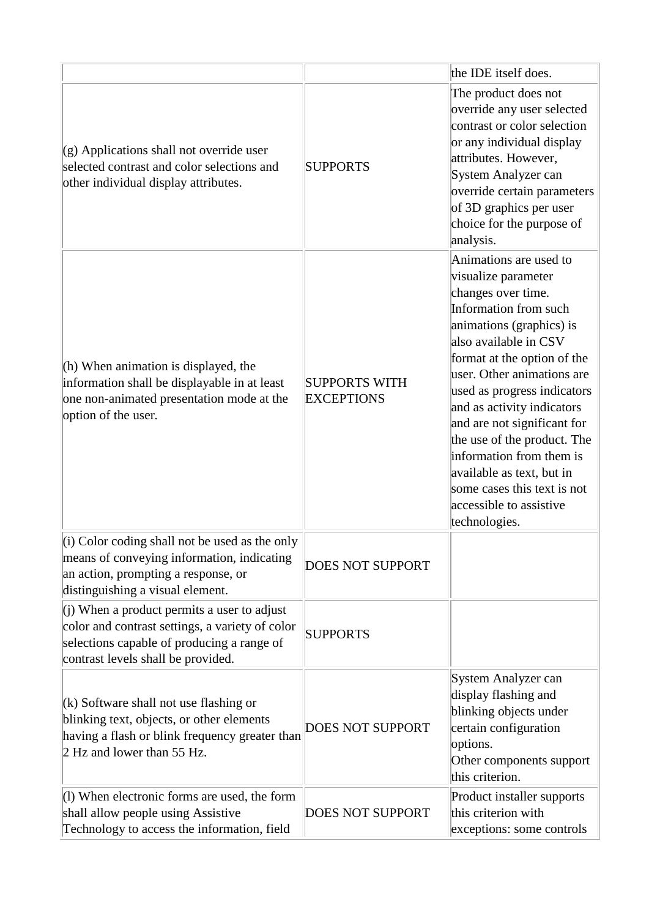| | | |
|---|---|---|
| | | the IDE itself does. |
| (g) Applications shall not override user selected contrast and color selections and other individual display attributes. | SUPPORTS | The product does not override any user selected contrast or color selection or any individual display attributes. However, System Analyzer can override certain parameters of 3D graphics per user choice for the purpose of analysis. |
| (h) When animation is displayed, the information shall be displayable in at least one non-animated presentation mode at the option of the user. | SUPPORTS WITH EXCEPTIONS | Animations are used to visualize parameter changes over time. Information from such animations (graphics) is also available in CSV format at the option of the user. Other animations are used as progress indicators and as activity indicators and are not significant for the use of the product. The information from them is available as text, but in some cases this text is not accessible to assistive technologies. |
| (i) Color coding shall not be used as the only means of conveying information, indicating an action, prompting a response, or distinguishing a visual element. | DOES NOT SUPPORT | |
| (j) When a product permits a user to adjust color and contrast settings, a variety of color selections capable of producing a range of contrast levels shall be provided. | SUPPORTS | |
| (k) Software shall not use flashing or blinking text, objects, or other elements having a flash or blink frequency greater than 2 Hz and lower than 55 Hz. | DOES NOT SUPPORT | System Analyzer can display flashing and blinking objects under certain configuration options.<br>Other components support this criterion. |
| (l) When electronic forms are used, the form shall allow people using Assistive Technology to access the information, field | DOES NOT SUPPORT | Product installer supports this criterion with exceptions: some controls |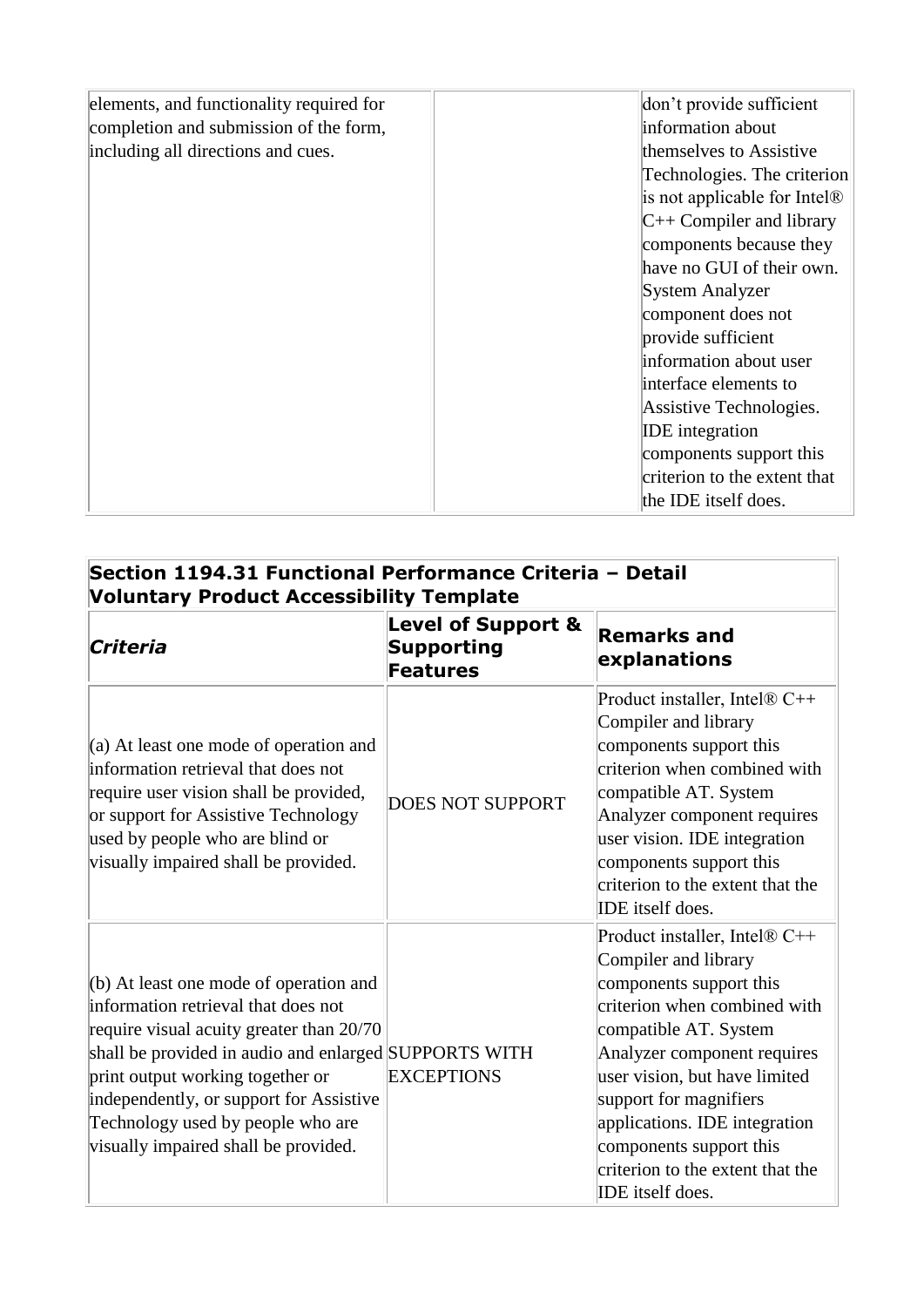| | | |
|---|---|---|
| elements, and functionality required for completion and submission of the form, including all directions and cues. | | don't provide sufficient information about themselves to Assistive Technologies. The criterion is not applicable for Intel® C++ Compiler and library components because they have no GUI of their own. System Analyzer component does not provide sufficient information about user interface elements to Assistive Technologies. IDE integration components support this criterion to the extent that the IDE itself does. |

| Section 1194.31 Functional Performance Criteria – Detail Voluntary Product Accessibility Template | | |
|---|---|---|
| ***Criteria*** | **Level of Support & Supporting Features** | **Remarks and explanations** |
| (a) At least one mode of operation and information retrieval that does not require user vision shall be provided, or support for Assistive Technology used by people who are blind or visually impaired shall be provided. | DOES NOT SUPPORT | Product installer, Intel® C++ Compiler and library components support this criterion when combined with compatible AT. System Analyzer component requires user vision. IDE integration components support this criterion to the extent that the IDE itself does. |
| (b) At least one mode of operation and information retrieval that does not require visual acuity greater than 20/70 shall be provided in audio and enlarged print output working together or independently, or support for Assistive Technology used by people who are visually impaired shall be provided. | SUPPORTS WITH EXCEPTIONS | Product installer, Intel® C++ Compiler and library components support this criterion when combined with compatible AT. System Analyzer component requires user vision, but have limited support for magnifiers applications. IDE integration components support this criterion to the extent that the IDE itself does. |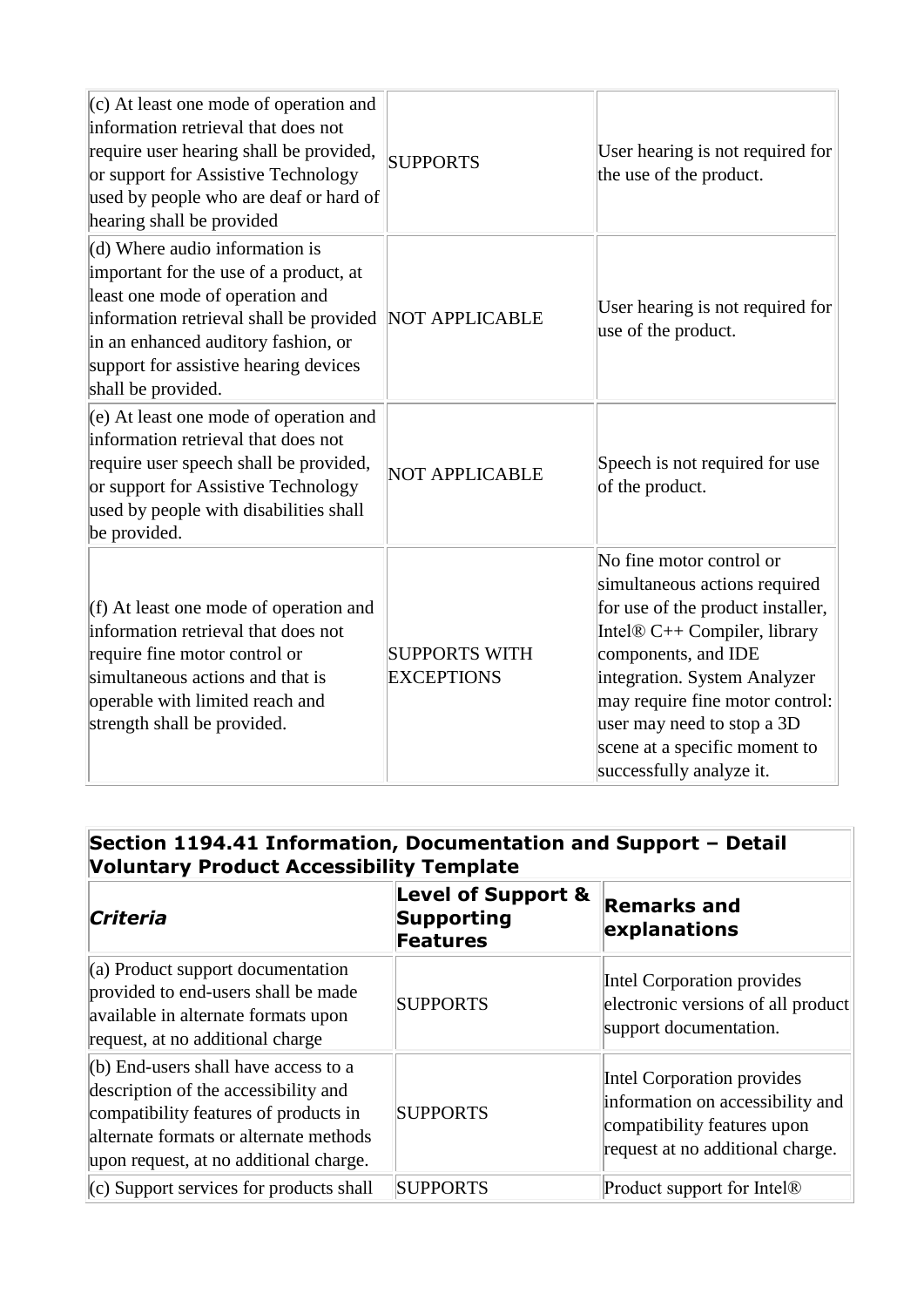| | | |
|---|---|---|
| (c) At least one mode of operation and information retrieval that does not require user hearing shall be provided, or support for Assistive Technology used by people who are deaf or hard of hearing shall be provided | SUPPORTS | User hearing is not required for the use of the product. |
| (d) Where audio information is important for the use of a product, at least one mode of operation and information retrieval shall be provided in an enhanced auditory fashion, or support for assistive hearing devices shall be provided. | NOT APPLICABLE | User hearing is not required for use of the product. |
| (e) At least one mode of operation and information retrieval that does not require user speech shall be provided, or support for Assistive Technology used by people with disabilities shall be provided. | NOT APPLICABLE | Speech is not required for use of the product. |
| (f) At least one mode of operation and information retrieval that does not require fine motor control or simultaneous actions and that is operable with limited reach and strength shall be provided. | SUPPORTS WITH EXCEPTIONS | No fine motor control or simultaneous actions required for use of the product installer, Intel® C++ Compiler, library components, and IDE integration. System Analyzer may require fine motor control: user may need to stop a 3D scene at a specific moment to successfully analyze it. |

| **Section 1194.41 Information, Documentation and Support – Detail Voluntary Product Accessibility Template** | | |
|---|---|---|
| ***Criteria*** | **Level of Support & Supporting Features** | **Remarks and explanations** |
| (a) Product support documentation provided to end-users shall be made available in alternate formats upon request, at no additional charge | SUPPORTS | Intel Corporation provides electronic versions of all product support documentation. |
| (b) End-users shall have access to a description of the accessibility and compatibility features of products in alternate formats or alternate methods upon request, at no additional charge. | SUPPORTS | Intel Corporation provides information on accessibility and compatibility features upon request at no additional charge. |
| (c) Support services for products shall | SUPPORTS | Product support for Intel® |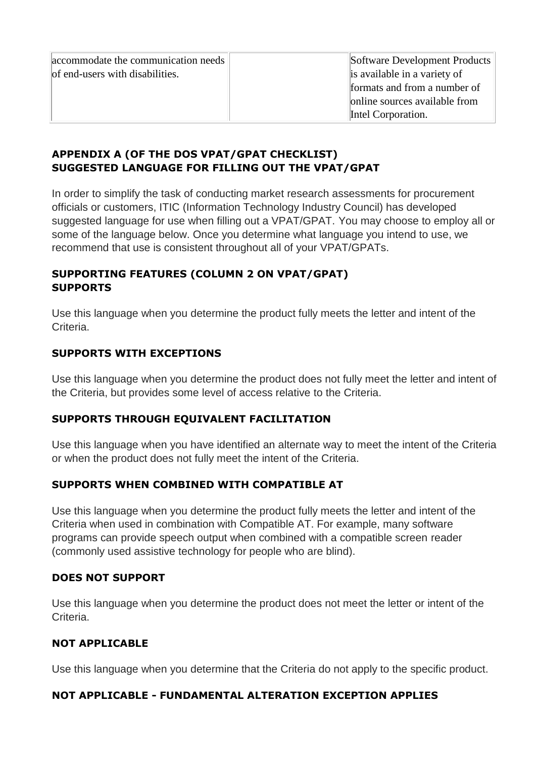| | | |
|---|---|---|
| accommodate the communication needs of end-users with disabilities. | | Software Development Products is available in a variety of formats and from a number of online sources available from Intel Corporation. |

## APPENDIX A (OF THE DOS VPAT/GPAT CHECKLIST) SUGGESTED LANGUAGE FOR FILLING OUT THE VPAT/GPAT

In order to simplify the task of conducting market research assessments for procurement officials or customers, ITIC (Information Technology Industry Council) has developed suggested language for use when filling out a VPAT/GPAT. You may choose to employ all or some of the language below. Once you determine what language you intend to use, we recommend that use is consistent throughout all of your VPAT/GPATs.

### SUPPORTING FEATURES (COLUMN 2 ON VPAT/GPAT) SUPPORTS

Use this language when you determine the product fully meets the letter and intent of the Criteria.

### SUPPORTS WITH EXCEPTIONS

Use this language when you determine the product does not fully meet the letter and intent of the Criteria, but provides some level of access relative to the Criteria.

### SUPPORTS THROUGH EQUIVALENT FACILITATION

Use this language when you have identified an alternate way to meet the intent of the Criteria or when the product does not fully meet the intent of the Criteria.

### SUPPORTS WHEN COMBINED WITH COMPATIBLE AT

Use this language when you determine the product fully meets the letter and intent of the Criteria when used in combination with Compatible AT. For example, many software programs can provide speech output when combined with a compatible screen reader (commonly used assistive technology for people who are blind).

### DOES NOT SUPPORT

Use this language when you determine the product does not meet the letter or intent of the Criteria.

### NOT APPLICABLE

Use this language when you determine that the Criteria do not apply to the specific product.

### NOT APPLICABLE - FUNDAMENTAL ALTERATION EXCEPTION APPLIES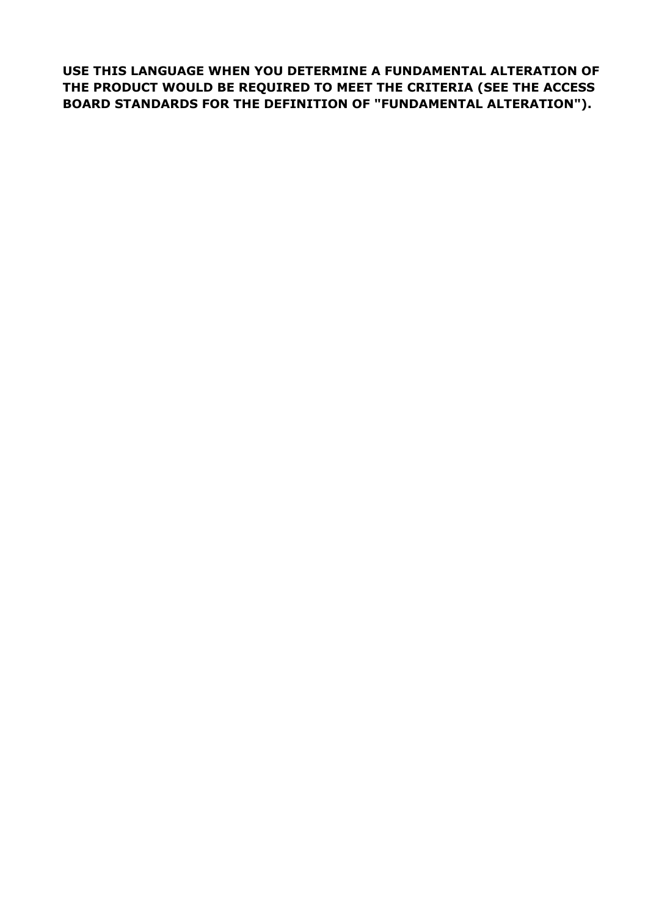**USE THIS LANGUAGE WHEN YOU DETERMINE A FUNDAMENTAL ALTERATION OF THE PRODUCT WOULD BE REQUIRED TO MEET THE CRITERIA (SEE THE ACCESS BOARD STANDARDS FOR THE DEFINITION OF "FUNDAMENTAL ALTERATION").**